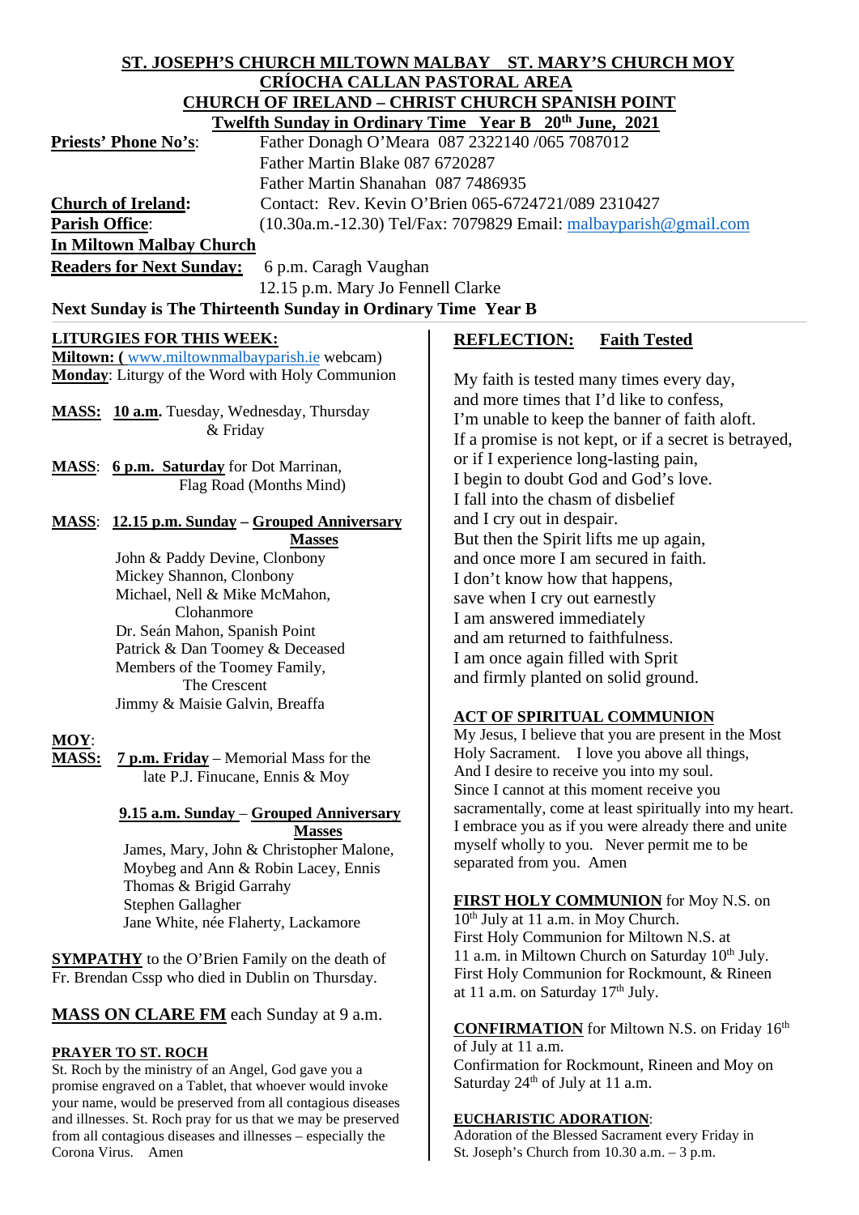**ST. JOSEPH'S CHURCH MILTOWN MALBAY ST. MARY'S CHURCH MOY**
**CRÍOCHA CALLAN PASTORAL AREA**
**CHURCH OF IRELAND – CHRIST CHURCH SPANISH POINT**
**Twelfth Sunday in Ordinary Time Year B 20th June, 2021**

**Priests' Phone No's**: Father Donagh O'Meara 087 2322140 /065 7087012
Father Martin Blake 087 6720287
Father Martin Shanahan 087 7486935

**Church of Ireland:** Contact: Rev. Kevin O'Brien 065-6724721/089 2310427

**Parish Office**: (10.30a.m.-12.30) Tel/Fax: 7079829 Email: malbayparish@gmail.com

**In Miltown Malbay Church**

**Readers for Next Sunday:** 6 p.m. Caragh Vaughan
12.15 p.m. Mary Jo Fennell Clarke

**Next Sunday is The Thirteenth Sunday in Ordinary Time Year B**

## LITURGIES FOR THIS WEEK:

**Miltown: (** www.miltownmalbayparish.ie webcam)
**Monday**: Liturgy of the Word with Holy Communion

**MASS: 10 a.m.** Tuesday, Wednesday, Thursday & Friday

**MASS**: **6 p.m. Saturday** for Dot Marrinan, Flag Road (Months Mind)

**MASS**: **12.15 p.m. Sunday – Grouped Anniversary Masses**
John & Paddy Devine, Clonbony
Mickey Shannon, Clonbony
Michael, Nell & Mike McMahon, Clohanmore
Dr. Seán Mahon, Spanish Point
Patrick & Dan Toomey & Deceased Members of the Toomey Family, The Crescent
Jimmy & Maisie Galvin, Breaffa

**MOY**:
**MASS: 7 p.m. Friday** – Memorial Mass for the late P.J. Finucane, Ennis & Moy

**9.15 a.m. Sunday – Grouped Anniversary Masses**
James, Mary, John & Christopher Malone, Moybeg and Ann & Robin Lacey, Ennis
Thomas & Brigid Garrahy
Stephen Gallagher
Jane White, née Flaherty, Lackamore

**SYMPATHY** to the O'Brien Family on the death of Fr. Brendan Cssp who died in Dublin on Thursday.

**MASS ON CLARE FM** each Sunday at 9 a.m.

## PRAYER TO ST. ROCH

St. Roch by the ministry of an Angel, God gave you a promise engraved on a Tablet, that whoever would invoke your name, would be preserved from all contagious diseases and illnesses. St. Roch pray for us that we may be preserved from all contagious diseases and illnesses – especially the Corona Virus. Amen

## REFLECTION: Faith Tested

My faith is tested many times every day,
and more times that I'd like to confess,
I'm unable to keep the banner of faith aloft.
If a promise is not kept, or if a secret is betrayed,
or if I experience long-lasting pain,
I begin to doubt God and God's love.
I fall into the chasm of disbelief
and I cry out in despair.
But then the Spirit lifts me up again,
and once more I am secured in faith.
I don't know how that happens,
save when I cry out earnestly
I am answered immediately
and am returned to faithfulness.
I am once again filled with Sprit
and firmly planted on solid ground.

## ACT OF SPIRITUAL COMMUNION

My Jesus, I believe that you are present in the Most Holy Sacrament. I love you above all things, And I desire to receive you into my soul. Since I cannot at this moment receive you sacramentally, come at least spiritually into my heart. I embrace you as if you were already there and unite myself wholly to you. Never permit me to be separated from you. Amen

**FIRST HOLY COMMUNION** for Moy N.S. on 10th July at 11 a.m. in Moy Church.
First Holy Communion for Miltown N.S. at 11 a.m. in Miltown Church on Saturday 10th July.
First Holy Communion for Rockmount, & Rineen at 11 a.m. on Saturday 17th July.

**CONFIRMATION** for Miltown N.S. on Friday 16th of July at 11 a.m.
Confirmation for Rockmount, Rineen and Moy on Saturday 24th of July at 11 a.m.

**EUCHARISTIC ADORATION**:
Adoration of the Blessed Sacrament every Friday in St. Joseph's Church from 10.30 a.m. – 3 p.m.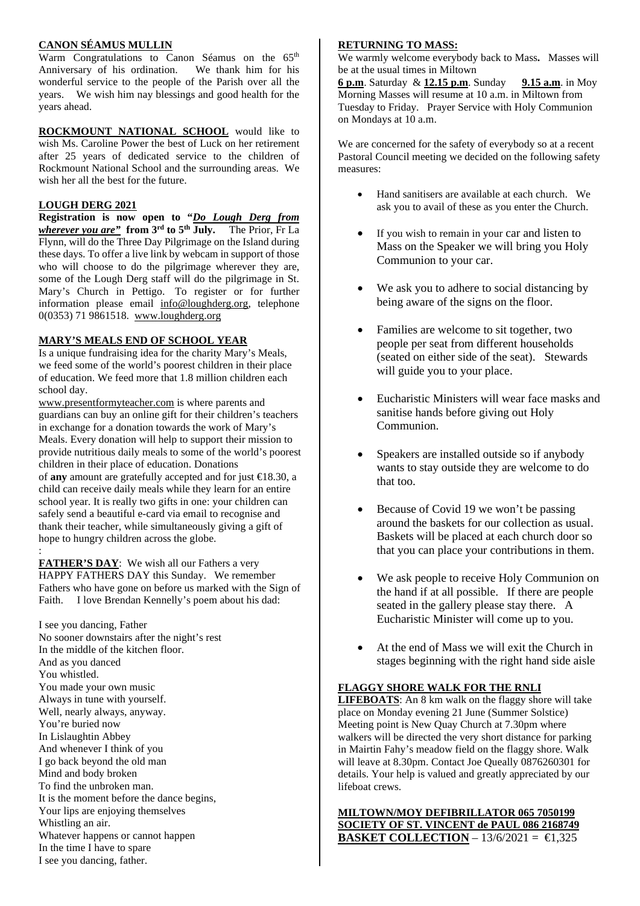## CANON SÉAMUS MULLIN

Warm Congratulations to Canon Séamus on the 65th Anniversary of his ordination. We thank him for his wonderful service to the people of the Parish over all the years. We wish him nay blessings and good health for the years ahead.

**ROCKMOUNT NATIONAL SCHOOL** would like to wish Ms. Caroline Power the best of Luck on her retirement after 25 years of dedicated service to the children of Rockmount National School and the surrounding areas. We wish her all the best for the future.

## LOUGH DERG 2021

**Registration is now open to "*Do Lough Derg from wherever you are*" from 3rd to 5th July.** The Prior, Fr La Flynn, will do the Three Day Pilgrimage on the Island during these days. To offer a live link by webcam in support of those who will choose to do the pilgrimage wherever they are, some of the Lough Derg staff will do the pilgrimage in St. Mary's Church in Pettigo. To register or for further information please email info@loughderg.org, telephone 0(0353) 71 9861518. www.loughderg.org

## MARY'S MEALS END OF SCHOOL YEAR

Is a unique fundraising idea for the charity Mary's Meals, we feed some of the world's poorest children in their place of education. We feed more that 1.8 million children each school day.

www.presentformyteacher.com is where parents and guardians can buy an online gift for their children's teachers in exchange for a donation towards the work of Mary's Meals. Every donation will help to support their mission to provide nutritious daily meals to some of the world's poorest children in their place of education. Donations of **any** amount are gratefully accepted and for just €18.30, a child can receive daily meals while they learn for an entire school year. It is really two gifts in one: your children can safely send a beautiful e-card via email to recognise and thank their teacher, while simultaneously giving a gift of hope to hungry children across the globe.

:

**FATHER'S DAY**: We wish all our Fathers a very HAPPY FATHERS DAY this Sunday. We remember Fathers who have gone on before us marked with the Sign of Faith. I love Brendan Kennelly's poem about his dad:

I see you dancing, Father
No sooner downstairs after the night's rest
In the middle of the kitchen floor.
And as you danced
You whistled.
You made your own music
Always in tune with yourself.
Well, nearly always, anyway.
You're buried now
In Lislaughtin Abbey
And whenever I think of you
I go back beyond the old man
Mind and body broken
To find the unbroken man.
It is the moment before the dance begins,
Your lips are enjoying themselves
Whistling an air.
Whatever happens or cannot happen
In the time I have to spare
I see you dancing, father.

## RETURNING TO MASS:

We warmly welcome everybody back to Mass**.** Masses will be at the usual times in Miltown
**6 p.m**. Saturday & **12.15 p.m**. Sunday **9.15 a.m**. in Moy
Morning Masses will resume at 10 a.m. in Miltown from Tuesday to Friday. Prayer Service with Holy Communion on Mondays at 10 a.m.

We are concerned for the safety of everybody so at a recent Pastoral Council meeting we decided on the following safety measures:

- Hand sanitisers are available at each church. We ask you to avail of these as you enter the Church.
- If you wish to remain in your car and listen to Mass on the Speaker we will bring you Holy Communion to your car.
- We ask you to adhere to social distancing by being aware of the signs on the floor.
- Families are welcome to sit together, two people per seat from different households (seated on either side of the seat). Stewards will guide you to your place.
- Eucharistic Ministers will wear face masks and sanitise hands before giving out Holy Communion.
- Speakers are installed outside so if anybody wants to stay outside they are welcome to do that too.
- Because of Covid 19 we won't be passing around the baskets for our collection as usual. Baskets will be placed at each church door so that you can place your contributions in them.
- We ask people to receive Holy Communion on the hand if at all possible. If there are people seated in the gallery please stay there. A Eucharistic Minister will come up to you.
- At the end of Mass we will exit the Church in stages beginning with the right hand side aisle

## FLAGGY SHORE WALK FOR THE RNLI

**LIFEBOATS**: An 8 km walk on the flaggy shore will take place on Monday evening 21 June (Summer Solstice) Meeting point is New Quay Church at 7.30pm where walkers will be directed the very short distance for parking in Mairtin Fahy's meadow field on the flaggy shore. Walk will leave at 8.30pm. Contact Joe Queally 0876260301 for details. Your help is valued and greatly appreciated by our lifeboat crews.

**MILTOWN/MOY DEFIBRILLATOR 065 7050199**
**SOCIETY OF ST. VINCENT de PAUL 086 2168749**
**BASKET COLLECTION** – 13/6/2021 = €1,325